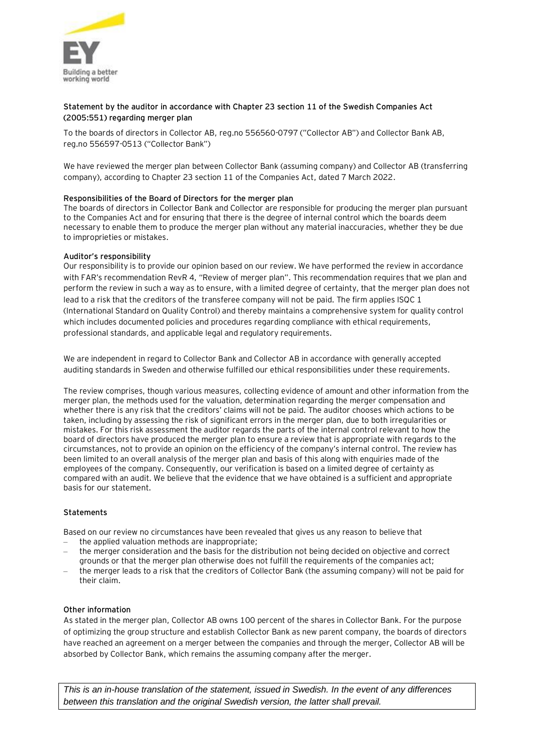**Statement by the auditor in accordance with Chapter 23 section 11 of the Swedish Companies Act (2005:551) regarding merger plan**

To the boards of directors in Collector AB, reg.no 556560-0797 ("Collector AB") and Collector Bank AB, reg.no 556597-0513 ("Collector Bank")

We have reviewed the merger plan between Collector Bank (assuming company) and Collector AB (transferring company), according to Chapter 23 section 11 of the Companies Act, dated 7 March 2022.

**Responsibilities of the Board of Directors for the merger plan**

The boards of directors in Collector Bank and Collector are responsible for producing the merger plan pursuant to the Companies Act and for ensuring that there is the degree of internal control which the boards deem necessary to enable them to produce the merger plan without any material inaccuracies, whether they be due to improprieties or mistakes.

**Auditor's responsibility**

Our responsibility is to provide our opinion based on our review. We have performed the review in accordance with FAR's recommendation RevR 4, "Review of merger plan". This recommendation requires that we plan and perform the review in such a way as to ensure, with a limited degree of certainty, that the merger plan does not lead to a risk that the creditors of the transferee company will not be paid. The firm applies ISQC 1 (International Standard on Quality Control) and thereby maintains a comprehensive system for quality control which includes documented policies and procedures regarding compliance with ethical requirements, professional standards, and applicable legal and regulatory requirements.

We are independent in regard to Collector Bank and Collector AB in accordance with generally accepted auditing standards in Sweden and otherwise fulfilled our ethical responsibilities under these requirements.

The review comprises, though various measures, collecting evidence of amount and other information from the merger plan, the methods used for the valuation, determination regarding the merger compensation and whether there is any risk that the creditors' claims will not be paid. The auditor chooses which actions to be taken, including by assessing the risk of significant errors in the merger plan, due to both irregularities or mistakes. For this risk assessment the auditor regards the parts of the internal control relevant to how the board of directors have produced the merger plan to ensure a review that is appropriate with regards to the circumstances, not to provide an opinion on the efficiency of the company's internal control. The review has been limited to an overall analysis of the merger plan and basis of this along with enquiries made of the employees of the company. Consequently, our verification is based on a limited degree of certainty as compared with an audit. We believe that the evidence that we have obtained is a sufficient and appropriate basis for our statement.

**Statements**

Based on our review no circumstances have been revealed that gives us any reason to believe that

- the applied valuation methods are inappropriate;
- the merger consideration and the basis for the distribution not being decided on objective and correct grounds or that the merger plan otherwise does not fulfill the requirements of the companies act;
- the merger leads to a risk that the creditors of Collector Bank (the assuming company) will not be paid for their claim.

**Other information**

As stated in the merger plan, Collector AB owns 100 percent of the shares in Collector Bank. For the purpose of optimizing the group structure and establish Collector Bank as new parent company, the boards of directors have reached an agreement on a merger between the companies and through the merger, Collector AB will be absorbed by Collector Bank, which remains the assuming company after the merger.

*This is an in-house translation of the statement, issued in Swedish. In the event of any differences between this translation and the original Swedish version, the latter shall prevail.*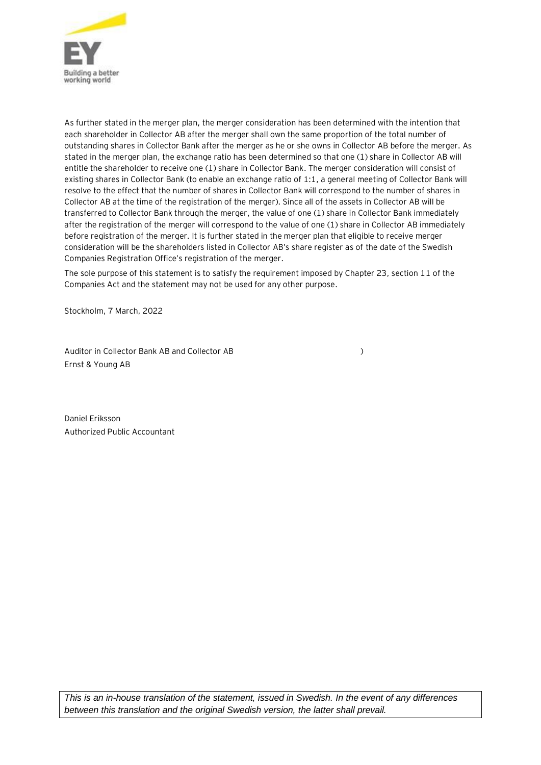As further stated in the merger plan, the merger consideration has been determined with the intention that each shareholder in Collector AB after the merger shall own the same proportion of the total number of outstanding shares in Collector Bank after the merger as he or she owns in Collector AB before the merger. As stated in the merger plan, the exchange ratio has been determined so that one (1) share in Collector AB will entitle the shareholder to receive one (1) share in Collector Bank. The merger consideration will consist of existing shares in Collector Bank (to enable an exchange ratio of 1:1, a general meeting of Collector Bank will resolve to the effect that the number of shares in Collector Bank will correspond to the number of shares in Collector AB at the time of the registration of the merger). Since all of the assets in Collector AB will be transferred to Collector Bank through the merger, the value of one (1) share in Collector Bank immediately after the registration of the merger will correspond to the value of one (1) share in Collector AB immediately before registration of the merger. It is further stated in the merger plan that eligible to receive merger consideration will be the shareholders listed in Collector AB's share register as of the date of the Swedish Companies Registration Office's registration of the merger.

The sole purpose of this statement is to satisfy the requirement imposed by Chapter 23, section 11 of the Companies Act and the statement may not be used for any other purpose.

Stockholm, 7 March, 2022

Auditor in Collector Bank AB and Collector AB )
Ernst & Young AB

Daniel Eriksson
Authorized Public Accountant

*This is an in-house translation of the statement, issued in Swedish. In the event of any differences between this translation and the original Swedish version, the latter shall prevail.*